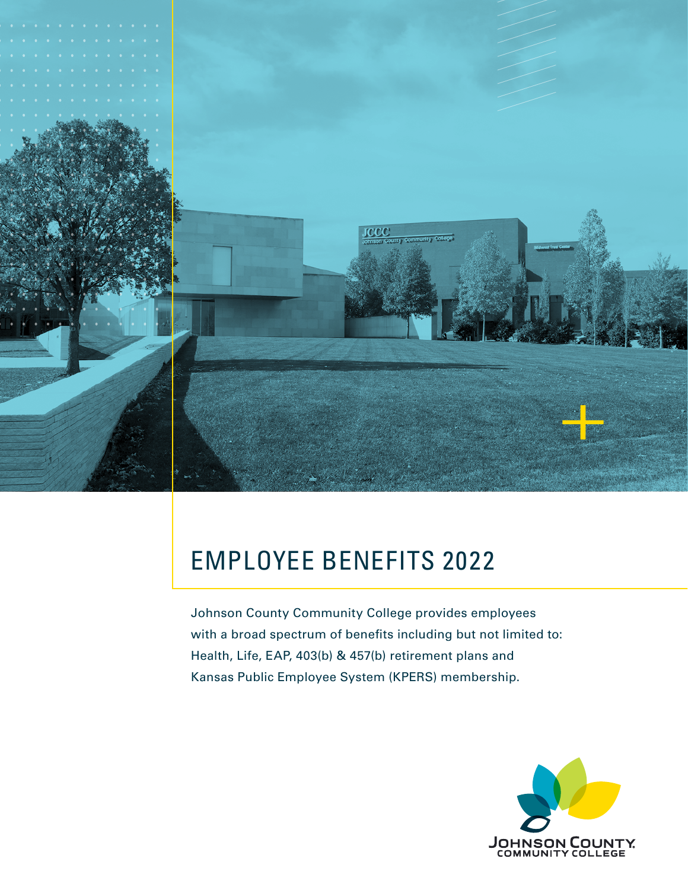# EMPLOYEE BENEFITS 2022

Johnson County Community College provides employees with a broad spectrum of benefits including but not limited to: Health, Life, EAP, 403(b) & 457(b) retirement plans and Kansas Public Employee System (KPERS) membership.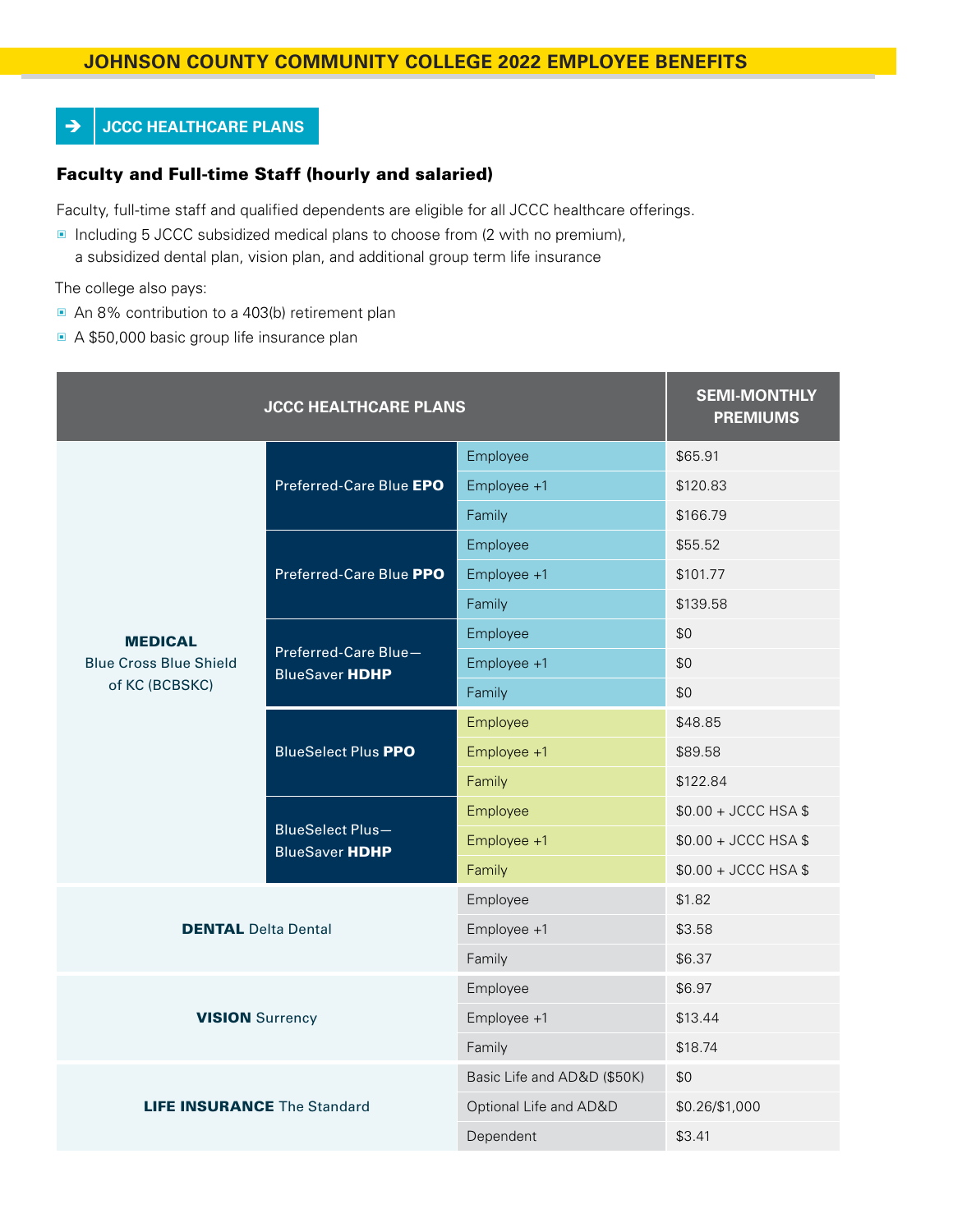# JOHNSON COUNTY COMMUNITY COLLEGE 2022 EMPLOYEE BENEFITS

## JCCC HEALTHCARE PLANS

### Faculty and Full-time Staff (hourly and salaried)

Faculty, full-time staff and qualified dependents are eligible for all JCCC healthcare offerings.

- Including 5 JCCC subsidized medical plans to choose from (2 with no premium), a subsidized dental plan, vision plan, and additional group term life insurance

The college also pays:

- An 8% contribution to a 403(b) retirement plan
- A $50,000 basic group life insurance plan

| JCCC HEALTHCARE PLANS | | | SEMI-MONTHLY PREMIUMS |
|---|---|---|---|
| **MEDICAL** Blue Cross Blue Shield of KC (BCBSKC) | Preferred-Care Blue **EPO** | Employee | $65.91 |
| | | Employee +1 | $120.83 |
| | | Family | $166.79 |
| | Preferred-Care Blue **PPO** | Employee | $55.52 |
| | | Employee +1 | $101.77 |
| | | Family | $139.58 |
| | Preferred-Care Blue—BlueSaver **HDHP** | Employee | $0 |
| | | Employee +1 | $0 |
| | | Family | $0 |
| | BlueSelect Plus **PPO** | Employee | $48.85 |
| | | Employee +1 | $89.58 |
| | | Family | $122.84 |
| | BlueSelect Plus—BlueSaver **HDHP** | Employee | $0.00 + JCCC HSA $ |
| | | Employee +1 | $0.00 + JCCC HSA $ |
| | | Family | $0.00 + JCCC HSA $ |
| **DENTAL** Delta Dental | | Employee | $1.82 |
| | | Employee +1 | $3.58 |
| | | Family | $6.37 |
| **VISION** Surrency | | Employee | $6.97 |
| | | Employee +1 | $13.44 |
| | | Family | $18.74 |
| **LIFE INSURANCE** The Standard | | Basic Life and AD&D ($50K) | $0 |
| | | Optional Life and AD&D | $0.26/$1,000 |
| | | Dependent | $3.41 |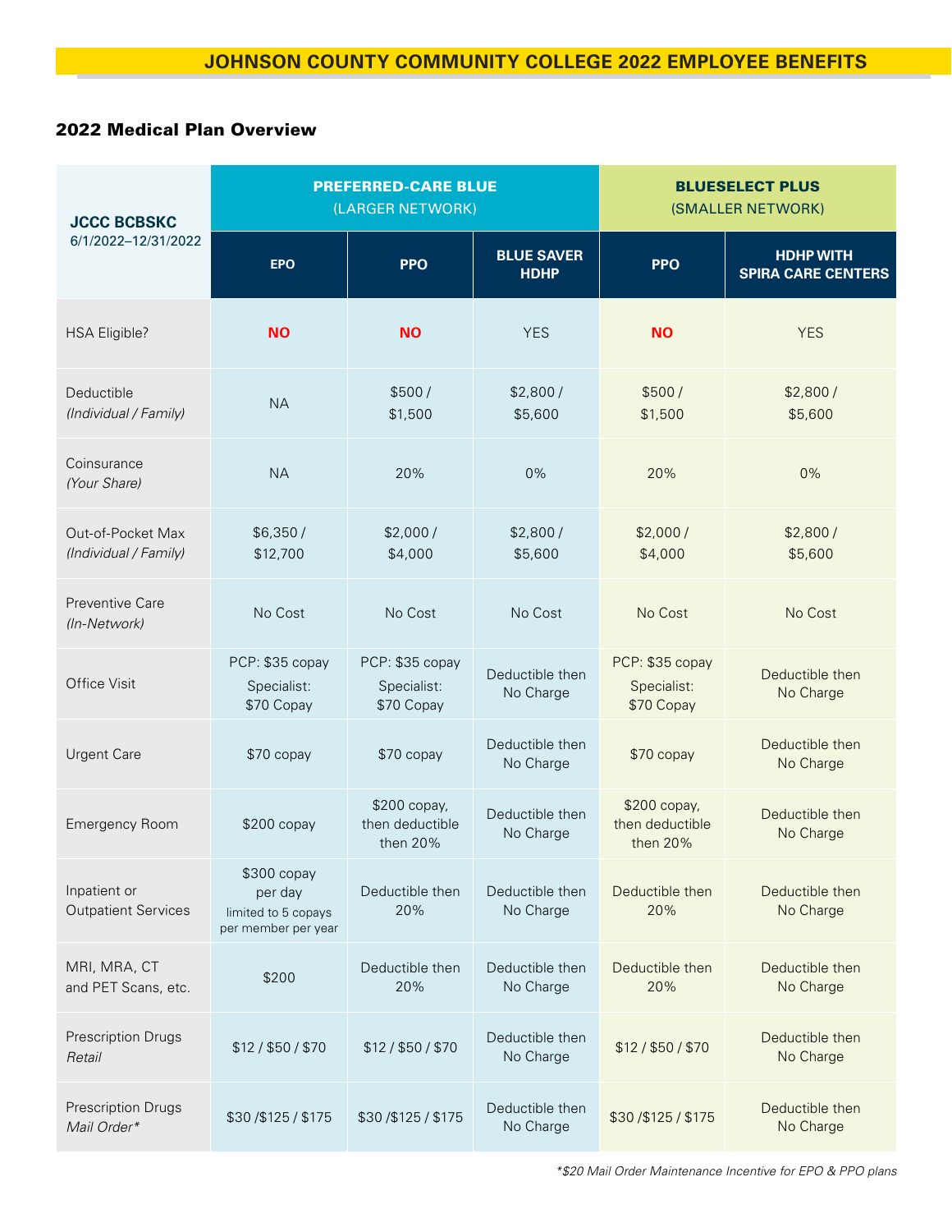# JOHNSON COUNTY COMMUNITY COLLEGE 2022 EMPLOYEE BENEFITS

## 2022 Medical Plan Overview

| **JCCC BCBSKC** 6/1/2022–12/31/2022 | **PREFERRED-CARE BLUE** (LARGER NETWORK) | | | **BLUESELECT PLUS** (SMALLER NETWORK) | |
|---|---|---|---|---|---|
| | **EPO** | **PPO** | **BLUE SAVER HDHP** | **PPO** | **HDHP WITH SPIRA CARE CENTERS** |
| HSA Eligible? | **NO** | **NO** | YES | **NO** | YES |
| Deductible *(Individual / Family)* | NA | $500 / $1,500 | $2,800 / $5,600 | $500 / $1,500 | $2,800 / $5,600 |
| Coinsurance *(Your Share)* | NA | 20% | 0% | 20% | 0% |
| Out-of-Pocket Max *(Individual / Family)* | $6,350 / $12,700 | $2,000 / $4,000 | $2,800 / $5,600 | $2,000 / $4,000 | $2,800 / $5,600 |
| Preventive Care *(In-Network)* | No Cost | No Cost | No Cost | No Cost | No Cost |
| Office Visit | PCP: $35 copay Specialist: $70 Copay | PCP: $35 copay Specialist: $70 Copay | Deductible then No Charge | PCP: $35 copay Specialist: $70 Copay | Deductible then No Charge |
| Urgent Care | $70 copay | $70 copay | Deductible then No Charge | $70 copay | Deductible then No Charge |
| Emergency Room | $200 copay | $200 copay, then deductible then 20% | Deductible then No Charge | $200 copay, then deductible then 20% | Deductible then No Charge |
| Inpatient or Outpatient Services | $300 copay per day limited to 5 copays per member per year | Deductible then 20% | Deductible then No Charge | Deductible then 20% | Deductible then No Charge |
| MRI, MRA, CT and PET Scans, etc. | $200 | Deductible then 20% | Deductible then No Charge | Deductible then 20% | Deductible then No Charge |
| Prescription Drugs *Retail* | $12 / $50 / $70 | $12 / $50 / $70 | Deductible then No Charge | $12 / $50 / $70 | Deductible then No Charge |
| Prescription Drugs *Mail Order** | $30 /$125 / $175 | $30 /$125 / $175 | Deductible then No Charge | $30 /$125 / $175 | Deductible then No Charge |

**$20 Mail Order Maintenance Incentive for EPO & PPO plans*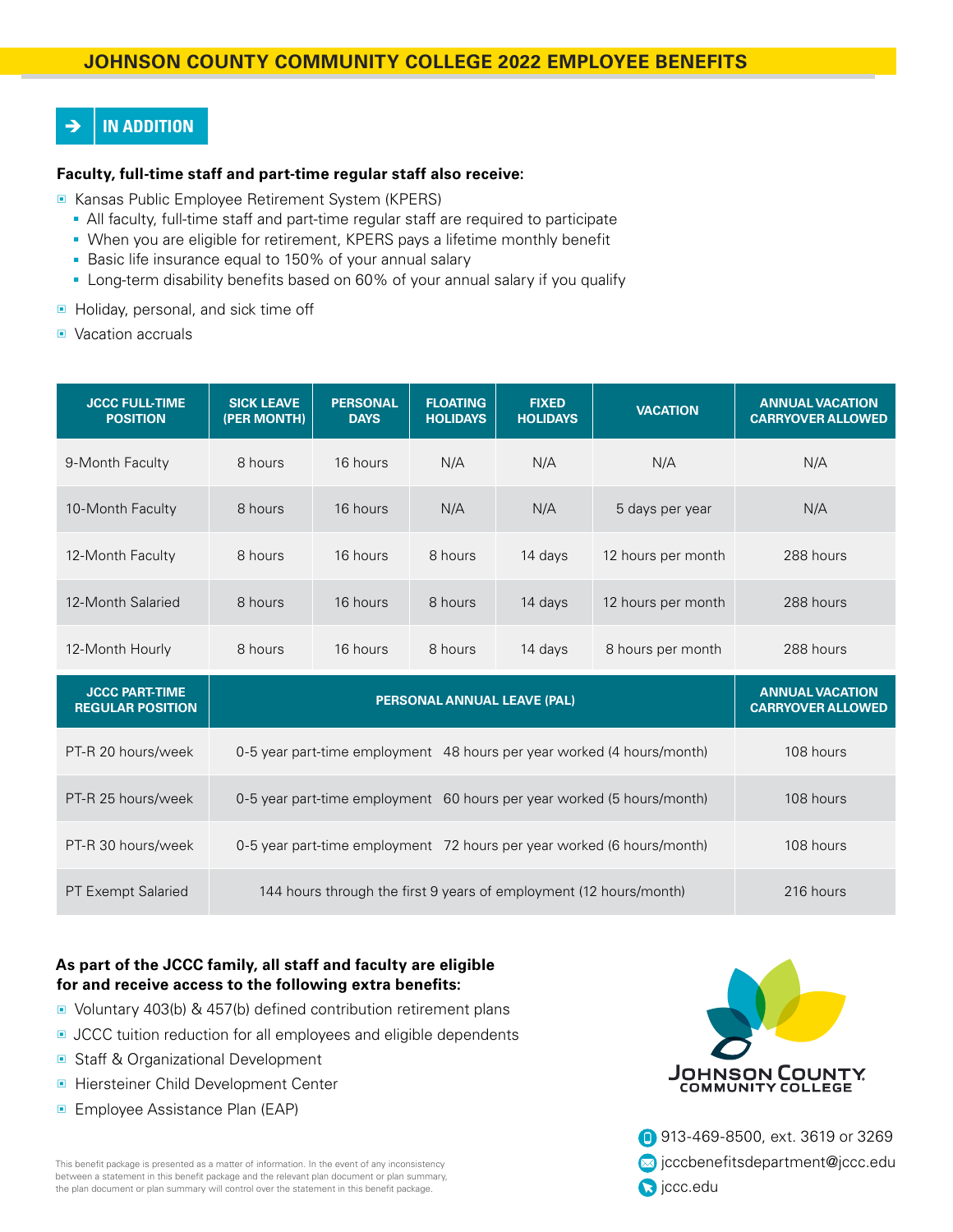## IN ADDITION

**Faculty, full-time staff and part-time regular staff also receive:**

- Kansas Public Employee Retirement System (KPERS)
  - All faculty, full-time staff and part-time regular staff are required to participate
  - When you are eligible for retirement, KPERS pays a lifetime monthly benefit
  - Basic life insurance equal to 150% of your annual salary
  - Long-term disability benefits based on 60% of your annual salary if you qualify
- Holiday, personal, and sick time off
- Vacation accruals

| JCCC FULL-TIME POSITION | SICK LEAVE (PER MONTH) | PERSONAL DAYS | FLOATING HOLIDAYS | FIXED HOLIDAYS | VACATION | ANNUAL VACATION CARRYOVER ALLOWED |
|---|---|---|---|---|---|---|
| 9-Month Faculty | 8 hours | 16 hours | N/A | N/A | N/A | N/A |
| 10-Month Faculty | 8 hours | 16 hours | N/A | N/A | 5 days per year | N/A |
| 12-Month Faculty | 8 hours | 16 hours | 8 hours | 14 days | 12 hours per month | 288 hours |
| 12-Month Salaried | 8 hours | 16 hours | 8 hours | 14 days | 12 hours per month | 288 hours |
| 12-Month Hourly | 8 hours | 16 hours | 8 hours | 14 days | 8 hours per month | 288 hours |
| **JCCC PART-TIME REGULAR POSITION** | **PERSONAL ANNUAL LEAVE (PAL)** | | | | | **ANNUAL VACATION CARRYOVER ALLOWED** |
| PT-R 20 hours/week | 0-5 year part-time employment 48 hours per year worked (4 hours/month) | | | | | 108 hours |
| PT-R 25 hours/week | 0-5 year part-time employment 60 hours per year worked (5 hours/month) | | | | | 108 hours |
| PT-R 30 hours/week | 0-5 year part-time employment 72 hours per year worked (6 hours/month) | | | | | 108 hours |
| PT Exempt Salaried | 144 hours through the first 9 years of employment (12 hours/month) | | | | | 216 hours |

**As part of the JCCC family, all staff and faculty are eligible for and receive access to the following extra benefits:**

- Voluntary 403(b) & 457(b) defined contribution retirement plans
- JCCC tuition reduction for all employees and eligible dependents
- Staff & Organizational Development
- Hiersteiner Child Development Center
- Employee Assistance Plan (EAP)

JOHNSON COUNTY COMMUNITY COLLEGE

913-469-8500, ext. 3619 or 3269

jcccbenefitsdepartment@jccc.edu

jccc.edu

This benefit package is presented as a matter of information. In the event of any inconsistency between a statement in this benefit package and the relevant plan document or plan summary, the plan document or plan summary will control over the statement in this benefit package.